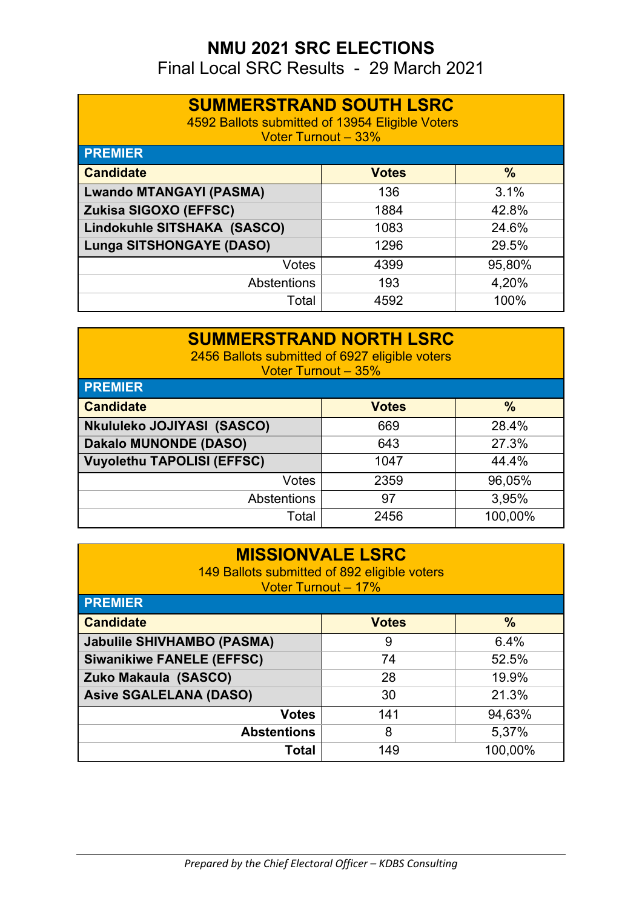# NMU 2021 SRC ELECTIONS

Final Local SRC Results - 29 March 2021

## SUMMERSTRAND SOUTH LSRC

4592 Ballots submitted of 13954 Eligible Voters
Voter Turnout – 33%

**PREMIER**

| Candidate | Votes | % |
|---|---|---|
| **Lwando MTANGAYI (PASMA)** | 136 | 3.1% |
| **Zukisa SIGOXO (EFFSC)** | 1884 | 42.8% |
| **Lindokuhle SITSHAKA (SASCO)** | 1083 | 24.6% |
| **Lunga SITSHONGAYE (DASO)** | 1296 | 29.5% |
| Votes | 4399 | 95,80% |
| Abstentions | 193 | 4,20% |
| Total | 4592 | 100% |

## SUMMERSTRAND NORTH LSRC

2456 Ballots submitted of 6927 eligible voters
Voter Turnout – 35%

**PREMIER**

| Candidate | Votes | % |
|---|---|---|
| **Nkululeko JOJIYASI (SASCO)** | 669 | 28.4% |
| **Dakalo MUNONDE (DASO)** | 643 | 27.3% |
| **Vuyolethu TAPOLISI (EFFSC)** | 1047 | 44.4% |
| Votes | 2359 | 96,05% |
| Abstentions | 97 | 3,95% |
| Total | 2456 | 100,00% |

## MISSIONVALE LSRC

149 Ballots submitted of 892 eligible voters
Voter Turnout – 17%

**PREMIER**

| Candidate | Votes | % |
|---|---|---|
| **Jabulile SHIVHAMBO (PASMA)** | 9 | 6.4% |
| **Siwanikiwe FANELE (EFFSC)** | 74 | 52.5% |
| **Zuko Makaula (SASCO)** | 28 | 19.9% |
| **Asive SGALELANA (DASO)** | 30 | 21.3% |
| **Votes** | 141 | 94,63% |
| **Abstentions** | 8 | 5,37% |
| **Total** | 149 | 100,00% |

*Prepared by the Chief Electoral Officer – KDBS Consulting*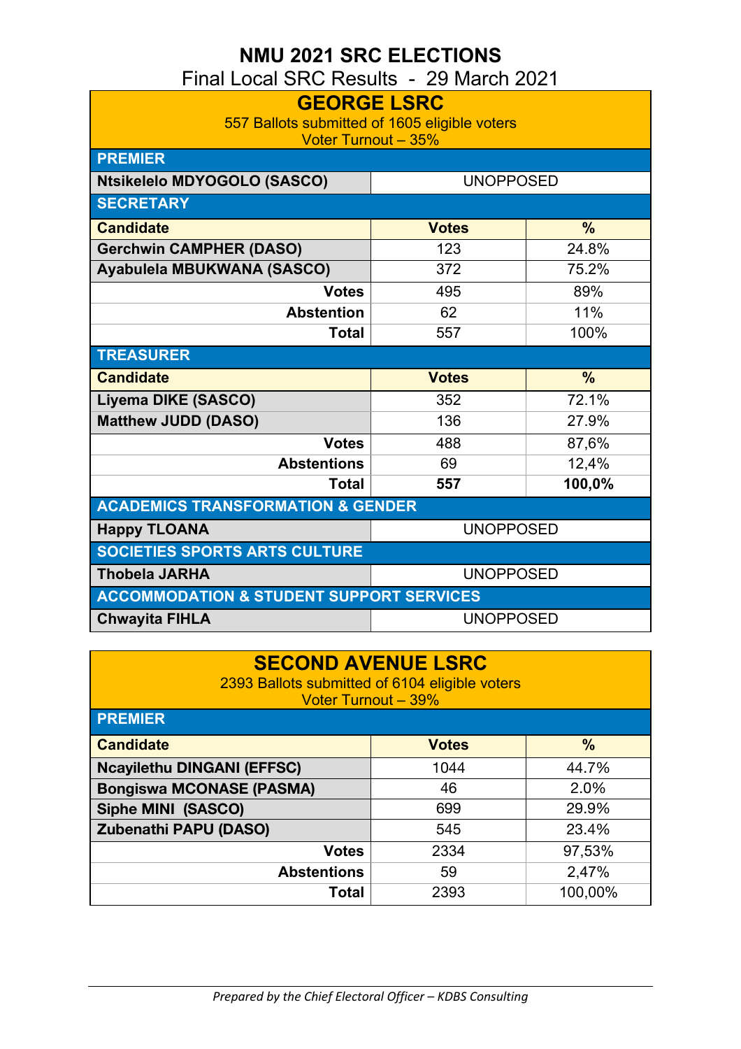# NMU 2021 SRC ELECTIONS

Final Local SRC Results - 29 March 2021

## GEORGE LSRC

557 Ballots submitted of 1605 eligible voters

Voter Turnout – 35%

### PREMIER

| Ntsikelelo MDYOGOLO (SASCO) | UNOPPOSED |
|---|---|

### SECRETARY

| Candidate | Votes | % |
|---|---|---|
| Gerchwin CAMPHER (DASO) | 123 | 24.8% |
| Ayabulela MBUKWANA (SASCO) | 372 | 75.2% |
| Votes | 495 | 89% |
| Abstention | 62 | 11% |
| Total | 557 | 100% |

### TREASURER

| Candidate | Votes | % |
|---|---|---|
| Liyema DIKE (SASCO) | 352 | 72.1% |
| Matthew JUDD (DASO) | 136 | 27.9% |
| Votes | 488 | 87,6% |
| Abstentions | 69 | 12,4% |
| **Total** | **557** | **100,0%** |

### ACADEMICS TRANSFORMATION & GENDER

| Happy TLOANA | UNOPPOSED |
|---|---|

### SOCIETIES SPORTS ARTS CULTURE

| Thobela JARHA | UNOPPOSED |
|---|---|

### ACCOMMODATION & STUDENT SUPPORT SERVICES

| Chwayita FIHLA | UNOPPOSED |
|---|---|

## SECOND AVENUE LSRC

2393 Ballots submitted of 6104 eligible voters

Voter Turnout – 39%

### PREMIER

| Candidate | Votes | % |
|---|---|---|
| Ncayilethu DINGANI (EFFSC) | 1044 | 44.7% |
| Bongiswa MCONASE (PASMA) | 46 | 2.0% |
| Siphe MINI (SASCO) | 699 | 29.9% |
| Zubenathi PAPU (DASO) | 545 | 23.4% |
| Votes | 2334 | 97,53% |
| Abstentions | 59 | 2,47% |
| Total | 2393 | 100,00% |

*Prepared by the Chief Electoral Officer – KDBS Consulting*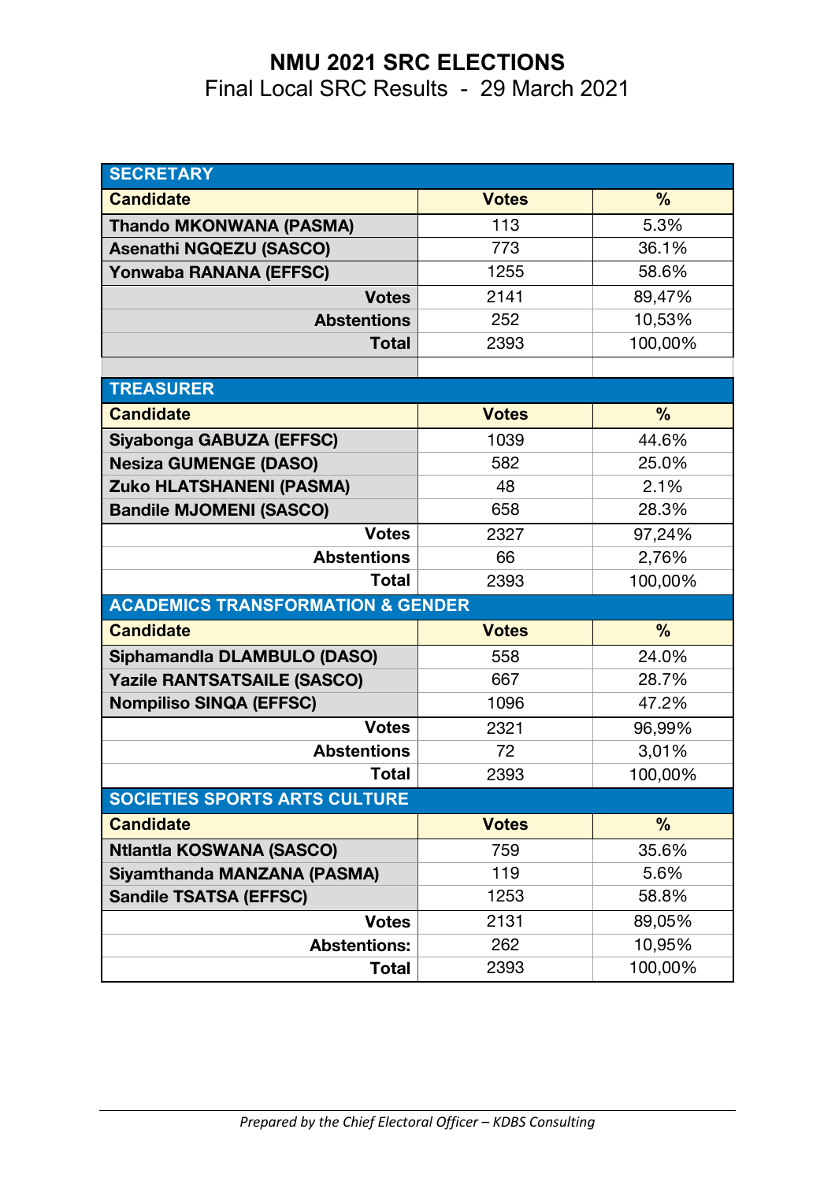# NMU 2021 SRC ELECTIONS

Final Local SRC Results - 29 March 2021

| SECRETARY | | |
|---|---|---|
| **Candidate** | **Votes** | **%** |
| **Thando MKONWANA (PASMA)** | 113 | 5.3% |
| **Asenathi NGQEZU (SASCO)** | 773 | 36.1% |
| **Yonwaba RANANA (EFFSC)** | 1255 | 58.6% |
| **Votes** | 2141 | 89,47% |
| **Abstentions** | 252 | 10,53% |
| **Total** | 2393 | 100,00% |

| TREASURER | | |
|---|---|---|
| **Candidate** | **Votes** | **%** |
| **Siyabonga GABUZA (EFFSC)** | 1039 | 44.6% |
| **Nesiza GUMENGE (DASO)** | 582 | 25.0% |
| **Zuko HLATSHANENI (PASMA)** | 48 | 2.1% |
| **Bandile MJOMENI (SASCO)** | 658 | 28.3% |
| **Votes** | 2327 | 97,24% |
| **Abstentions** | 66 | 2,76% |
| **Total** | 2393 | 100,00% |

| ACADEMICS TRANSFORMATION & GENDER | | |
|---|---|---|
| **Candidate** | **Votes** | **%** |
| **Siphamandla DLAMBULO (DASO)** | 558 | 24.0% |
| **Yazile RANTSATSAILE (SASCO)** | 667 | 28.7% |
| **Nompiliso SINQA (EFFSC)** | 1096 | 47.2% |
| **Votes** | 2321 | 96,99% |
| **Abstentions** | 72 | 3,01% |
| **Total** | 2393 | 100,00% |

| SOCIETIES SPORTS ARTS CULTURE | | |
|---|---|---|
| **Candidate** | **Votes** | **%** |
| **Ntlantla KOSWANA (SASCO)** | 759 | 35.6% |
| **Siyamthanda MANZANA (PASMA)** | 119 | 5.6% |
| **Sandile TSATSA (EFFSC)** | 1253 | 58.8% |
| **Votes** | 2131 | 89,05% |
| **Abstentions:** | 262 | 10,95% |
| **Total** | 2393 | 100,00% |

*Prepared by the Chief Electoral Officer – KDBS Consulting*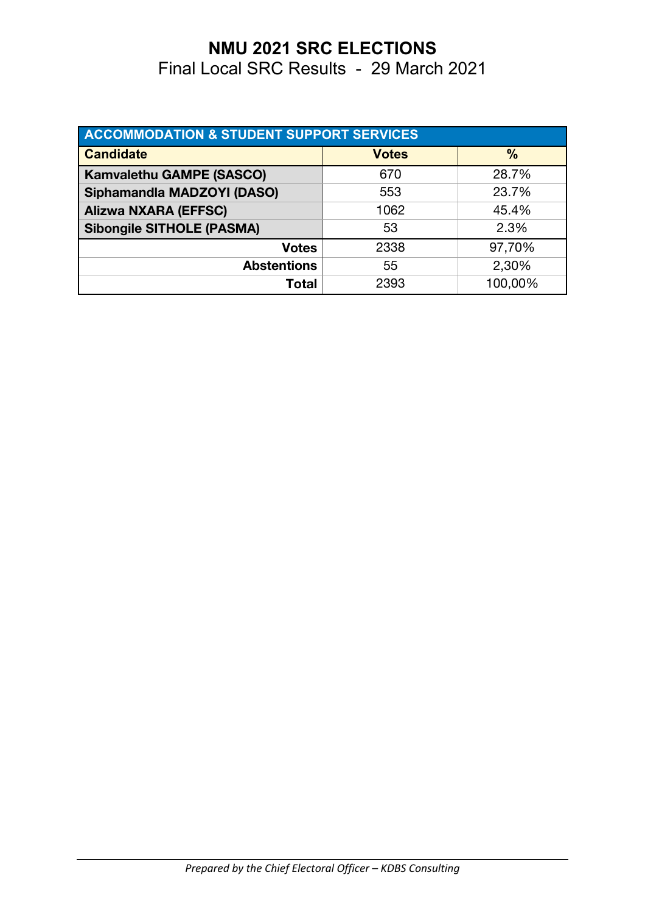# NMU 2021 SRC ELECTIONS

Final Local SRC Results - 29 March 2021

| ACCOMMODATION & STUDENT SUPPORT SERVICES | | |
|---|---|---|
| **Candidate** | **Votes** | **%** |
| **Kamvalethu GAMPE (SASCO)** | 670 | 28.7% |
| **Siphamandla MADZOYI (DASO)** | 553 | 23.7% |
| **Alizwa NXARA (EFFSC)** | 1062 | 45.4% |
| **Sibongile SITHOLE (PASMA)** | 53 | 2.3% |
| **Votes** | 2338 | 97,70% |
| **Abstentions** | 55 | 2,30% |
| **Total** | 2393 | 100,00% |

*Prepared by the Chief Electoral Officer – KDBS Consulting*